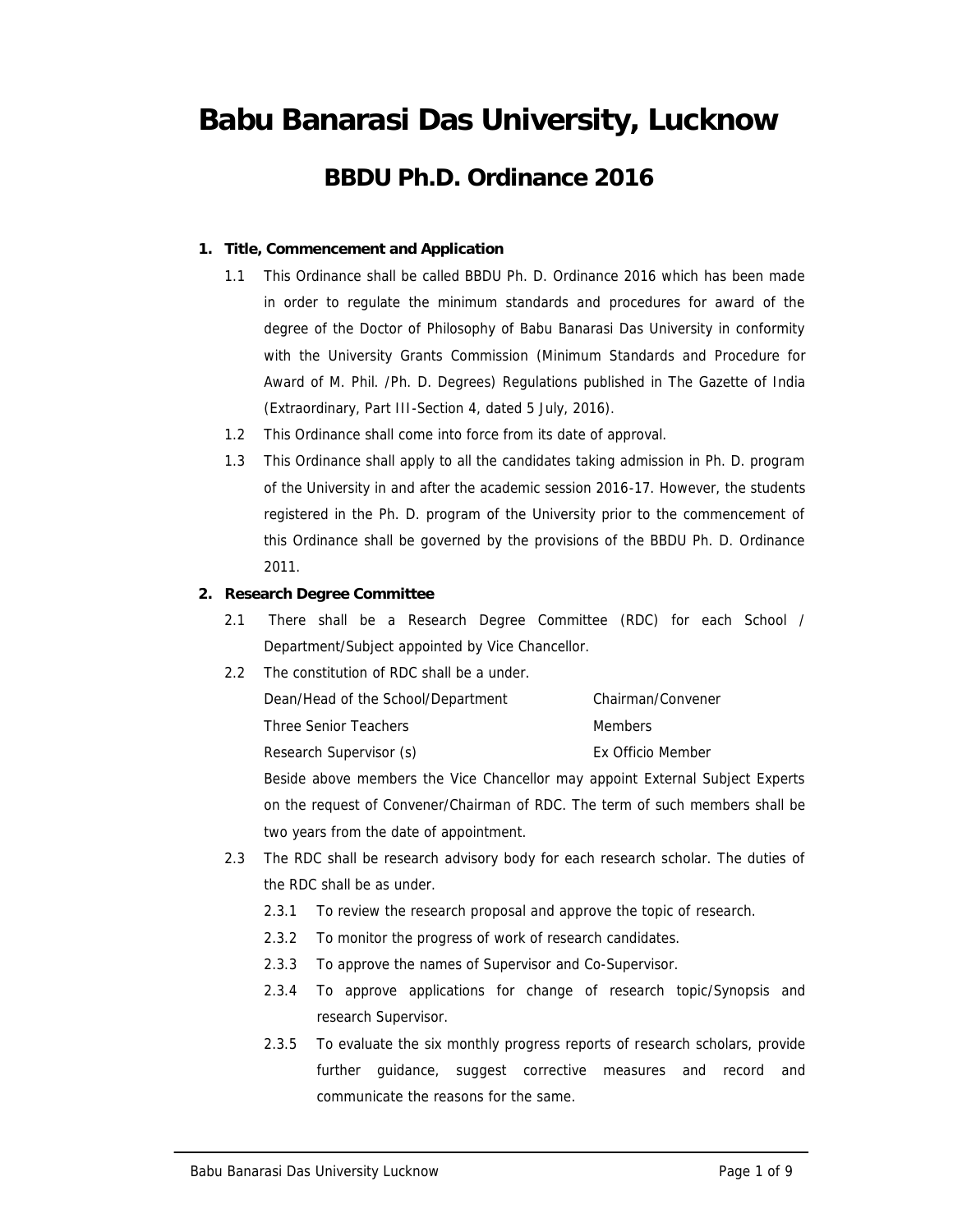# Babu Banarasi Das University, Lucknow

## BBDU Ph.D. Ordinance 2016

**1. Title, Commencement and Application**

1.1 This Ordinance shall be called BBDU Ph. D. Ordinance 2016 which has been made in order to regulate the minimum standards and procedures for award of the degree of the Doctor of Philosophy of Babu Banarasi Das University in conformity with the University Grants Commission (Minimum Standards and Procedure for Award of M. Phil. /Ph. D. Degrees) Regulations published in The Gazette of India (Extraordinary, Part III-Section 4, dated 5 July, 2016).

1.2 This Ordinance shall come into force from its date of approval.

1.3 This Ordinance shall apply to all the candidates taking admission in Ph. D. program of the University in and after the academic session 2016-17. However, the students registered in the Ph. D. program of the University prior to the commencement of this Ordinance shall be governed by the provisions of the BBDU Ph. D. Ordinance 2011.

**2. Research Degree Committee**

2.1 There shall be a Research Degree Committee (RDC) for each School / Department/Subject appointed by Vice Chancellor.

2.2 The constitution of RDC shall be a under.

| | |
|---|---|
| Dean/Head of the School/Department | Chairman/Convener |
| Three Senior Teachers | Members |
| Research Supervisor (s) | Ex Officio Member |

Beside above members the Vice Chancellor may appoint External Subject Experts on the request of Convener/Chairman of RDC. The term of such members shall be two years from the date of appointment.

2.3 The RDC shall be research advisory body for each research scholar. The duties of the RDC shall be as under.

2.3.1 To review the research proposal and approve the topic of research.

2.3.2 To monitor the progress of work of research candidates.

2.3.3 To approve the names of Supervisor and Co-Supervisor.

2.3.4 To approve applications for change of research topic/Synopsis and research Supervisor.

2.3.5 To evaluate the six monthly progress reports of research scholars, provide further guidance, suggest corrective measures and record and communicate the reasons for the same.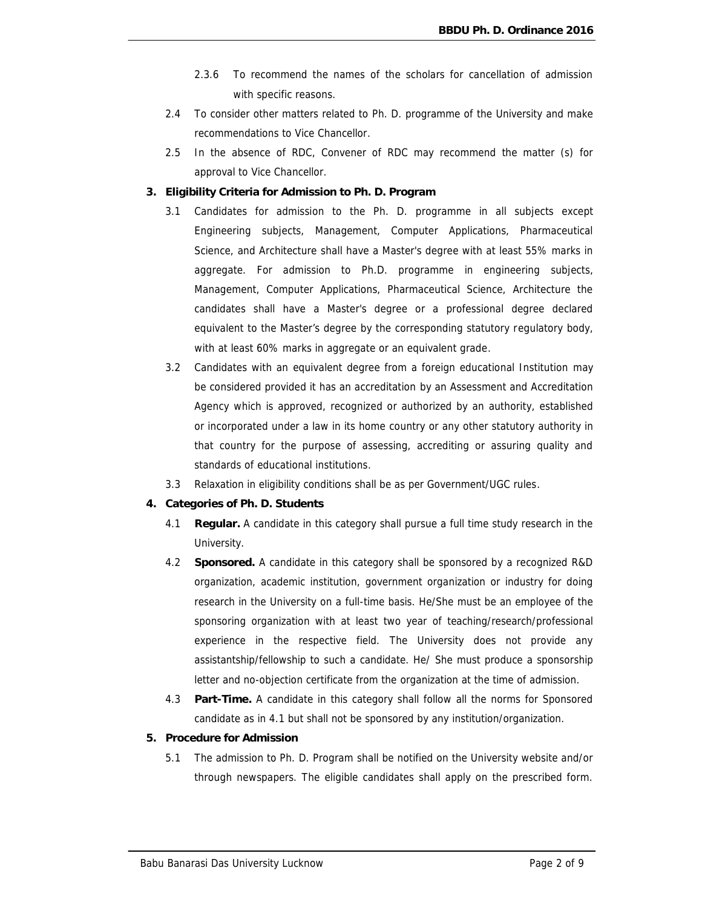2.3.6 To recommend the names of the scholars for cancellation of admission with specific reasons.

2.4 To consider other matters related to Ph. D. programme of the University and make recommendations to Vice Chancellor.

2.5 In the absence of RDC, Convener of RDC may recommend the matter (s) for approval to Vice Chancellor.

**3. Eligibility Criteria for Admission to Ph. D. Program**

3.1 Candidates for admission to the Ph. D. programme in all subjects except Engineering subjects, Management, Computer Applications, Pharmaceutical Science, and Architecture shall have a Master's degree with at least 55% marks in aggregate. For admission to Ph.D. programme in engineering subjects, Management, Computer Applications, Pharmaceutical Science, Architecture the candidates shall have a Master's degree or a professional degree declared equivalent to the Master's degree by the corresponding statutory regulatory body, with at least 60% marks in aggregate or an equivalent grade.

3.2 Candidates with an equivalent degree from a foreign educational Institution may be considered provided it has an accreditation by an Assessment and Accreditation Agency which is approved, recognized or authorized by an authority, established or incorporated under a law in its home country or any other statutory authority in that country for the purpose of assessing, accrediting or assuring quality and standards of educational institutions.

3.3 Relaxation in eligibility conditions shall be as per Government/UGC rules.

**4. Categories of Ph. D. Students**

4.1 **Regular.** A candidate in this category shall pursue a full time study research in the University.

4.2 **Sponsored.** A candidate in this category shall be sponsored by a recognized R&D organization, academic institution, government organization or industry for doing research in the University on a full-time basis. He/She must be an employee of the sponsoring organization with at least two year of teaching/research/professional experience in the respective field. The University does not provide any assistantship/fellowship to such a candidate. He/ She must produce a sponsorship letter and no-objection certificate from the organization at the time of admission.

4.3 **Part-Time.** A candidate in this category shall follow all the norms for Sponsored candidate as in 4.1 but shall not be sponsored by any institution/organization.

**5. Procedure for Admission**

5.1 The admission to Ph. D. Program shall be notified on the University website and/or through newspapers. The eligible candidates shall apply on the prescribed form.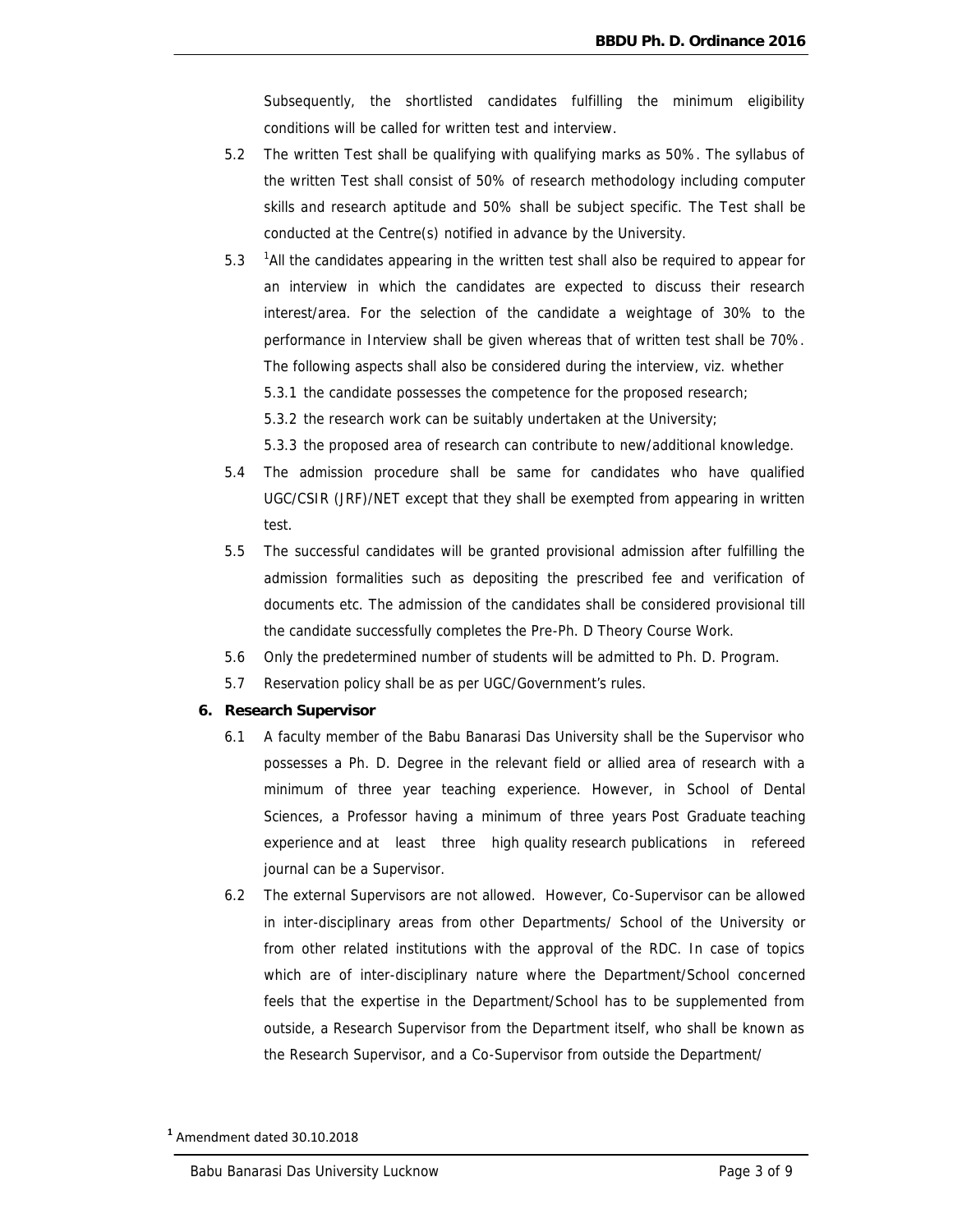Subsequently, the shortlisted candidates fulfilling the minimum eligibility conditions will be called for written test and interview.

5.2 The written Test shall be qualifying with qualifying marks as 50%. The syllabus of the written Test shall consist of 50% of research methodology including computer skills and research aptitude and 50% shall be subject specific. The Test shall be conducted at the Centre(s) notified in advance by the University.

5.3 [1]All the candidates appearing in the written test shall also be required to appear for an interview in which the candidates are expected to discuss their research interest/area. For the selection of the candidate a weightage of 30% to the performance in Interview shall be given whereas that of written test shall be 70%. The following aspects shall also be considered during the interview, viz. whether

5.3.1 the candidate possesses the competence for the proposed research;

5.3.2 the research work can be suitably undertaken at the University;

5.3.3 the proposed area of research can contribute to new/additional knowledge.

5.4 The admission procedure shall be same for candidates who have qualified UGC/CSIR (JRF)/NET except that they shall be exempted from appearing in written test.

5.5 The successful candidates will be granted provisional admission after fulfilling the admission formalities such as depositing the prescribed fee and verification of documents etc. The admission of the candidates shall be considered provisional till the candidate successfully completes the Pre-Ph. D Theory Course Work.

5.6 Only the predetermined number of students will be admitted to Ph. D. Program.

5.7 Reservation policy shall be as per UGC/Government's rules.

**6. Research Supervisor**

6.1 A faculty member of the Babu Banarasi Das University shall be the Supervisor who possesses a Ph. D. Degree in the relevant field or allied area of research with a minimum of three year teaching experience. However, in School of Dental Sciences, a Professor having a minimum of three years Post Graduate teaching experience and at least three high quality research publications in refereed journal can be a Supervisor.

6.2 The external Supervisors are not allowed. However, Co-Supervisor can be allowed in inter-disciplinary areas from other Departments/ School of the University or from other related institutions with the approval of the RDC. In case of topics which are of inter-disciplinary nature where the Department/School concerned feels that the expertise in the Department/School has to be supplemented from outside, a Research Supervisor from the Department itself, who shall be known as the Research Supervisor, and a Co-Supervisor from outside the Department/

[1] Amendment dated 30.10.2018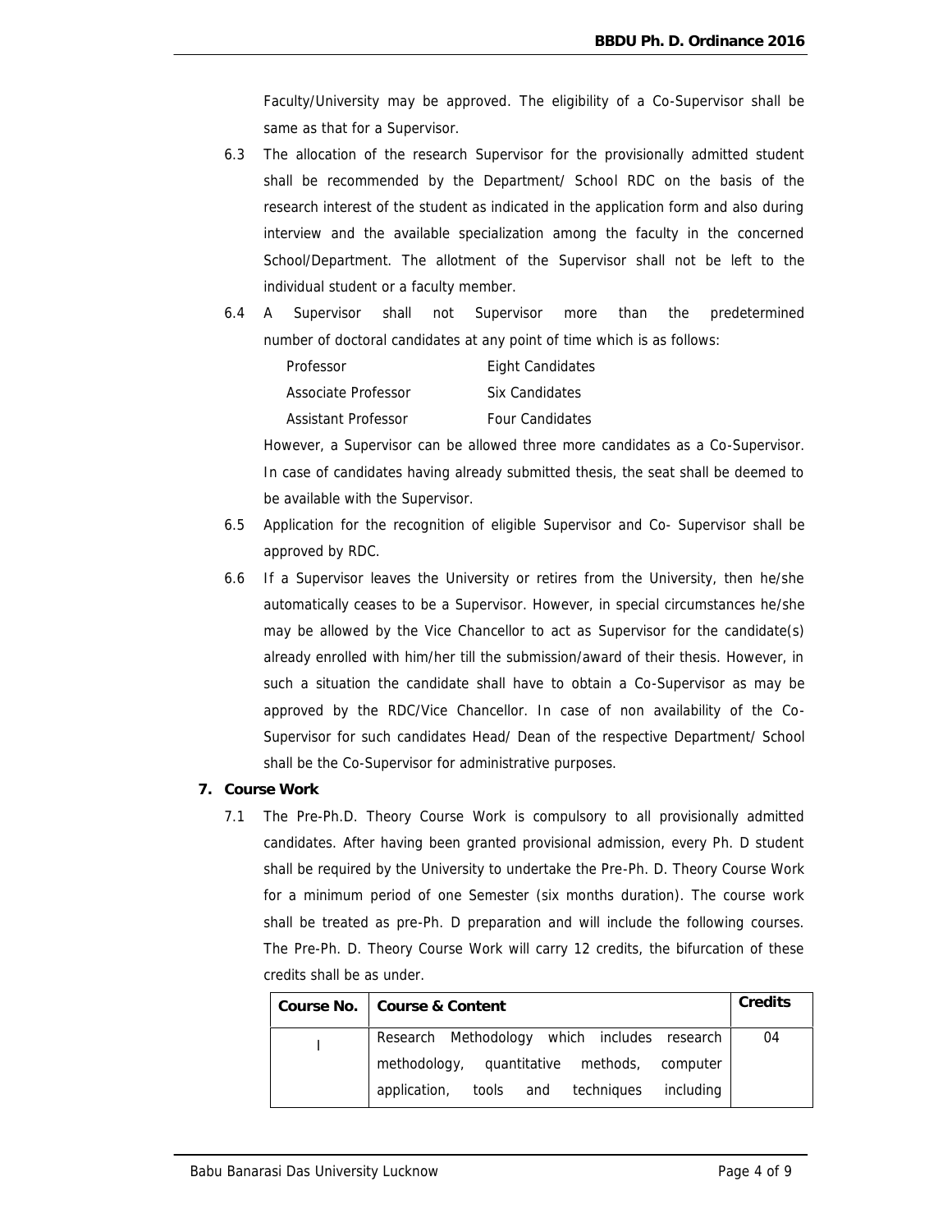Faculty/University may be approved. The eligibility of a Co-Supervisor shall be same as that for a Supervisor.

6.3 The allocation of the research Supervisor for the provisionally admitted student shall be recommended by the Department/ School RDC on the basis of the research interest of the student as indicated in the application form and also during interview and the available specialization among the faculty in the concerned School/Department. The allotment of the Supervisor shall not be left to the individual student or a faculty member.

6.4 A Supervisor shall not Supervisor more than the predetermined number of doctoral candidates at any point of time which is as follows:

| | |
|---|---|
| Professor | Eight Candidates |
| Associate Professor | Six Candidates |
| Assistant Professor | Four Candidates |

However, a Supervisor can be allowed three more candidates as a Co-Supervisor. In case of candidates having already submitted thesis, the seat shall be deemed to be available with the Supervisor.

6.5 Application for the recognition of eligible Supervisor and Co- Supervisor shall be approved by RDC.

6.6 If a Supervisor leaves the University or retires from the University, then he/she automatically ceases to be a Supervisor. However, in special circumstances he/she may be allowed by the Vice Chancellor to act as Supervisor for the candidate(s) already enrolled with him/her till the submission/award of their thesis. However, in such a situation the candidate shall have to obtain a Co-Supervisor as may be approved by the RDC/Vice Chancellor. In case of non availability of the Co-Supervisor for such candidates Head/ Dean of the respective Department/ School shall be the Co-Supervisor for administrative purposes.

## 7. Course Work

7.1 The Pre-Ph.D. Theory Course Work is compulsory to all provisionally admitted candidates. After having been granted provisional admission, every Ph. D student shall be required by the University to undertake the Pre-Ph. D. Theory Course Work for a minimum period of one Semester (six months duration). The course work shall be treated as pre-Ph. D preparation and will include the following courses. The Pre-Ph. D. Theory Course Work will carry 12 credits, the bifurcation of these credits shall be as under.

| Course No. | Course & Content | Credits |
|---|---|---|
| I | Research Methodology which includes research methodology, quantitative methods, computer application, tools and techniques including | 04 |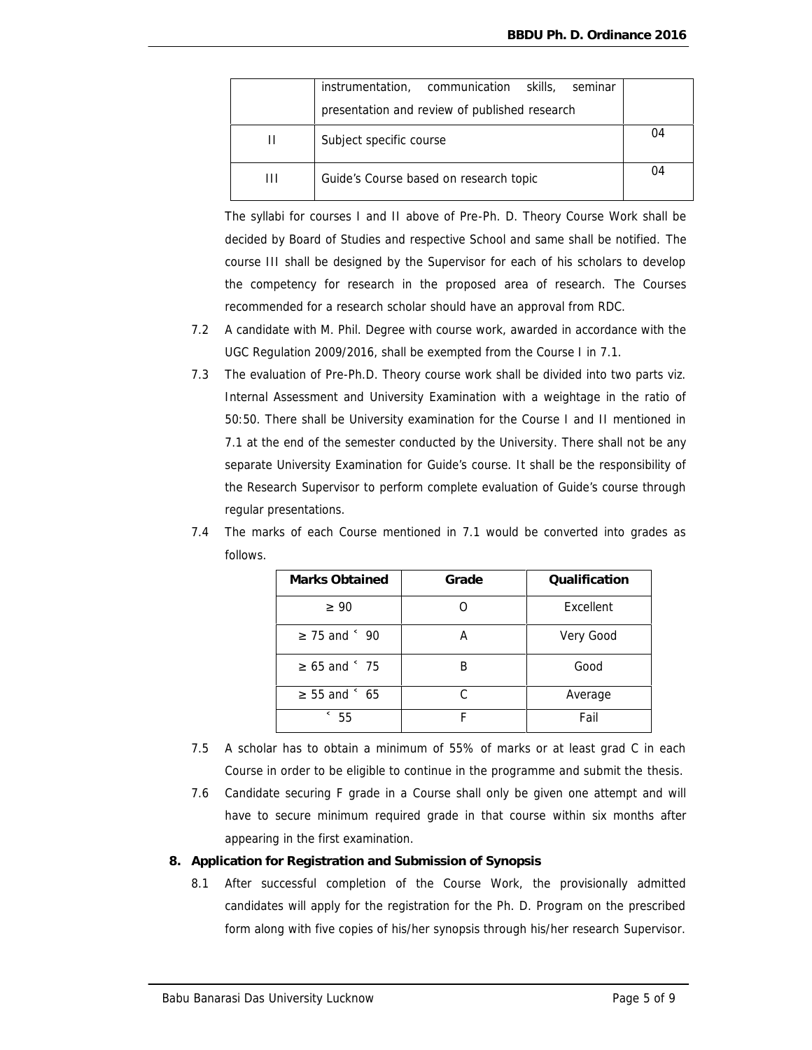|  | instrumentation, communication skills, seminar presentation and review of published research |  |
|---|---|---|
| II | Subject specific course | 04 |
| III | Guide's Course based on research topic | 04 |

The syllabi for courses I and II above of Pre-Ph. D. Theory Course Work shall be decided by Board of Studies and respective School and same shall be notified. The course III shall be designed by the Supervisor for each of his scholars to develop the competency for research in the proposed area of research. The Courses recommended for a research scholar should have an approval from RDC.

7.2 A candidate with M. Phil. Degree with course work, awarded in accordance with the UGC Regulation 2009/2016, shall be exempted from the Course I in 7.1.

7.3 The evaluation of Pre-Ph.D. Theory course work shall be divided into two parts viz. Internal Assessment and University Examination with a weightage in the ratio of 50:50. There shall be University examination for the Course I and II mentioned in 7.1 at the end of the semester conducted by the University. There shall not be any separate University Examination for Guide's course. It shall be the responsibility of the Research Supervisor to perform complete evaluation of Guide's course through regular presentations.

7.4 The marks of each Course mentioned in 7.1 would be converted into grades as follows.

| Marks Obtained | Grade | Qualification |
|---|---|---|
| ≥ 90 | O | Excellent |
| ≥ 75 and < 90 | A | Very Good |
| ≥ 65 and < 75 | B | Good |
| ≥ 55 and < 65 | C | Average |
| < 55 | F | Fail |

7.5 A scholar has to obtain a minimum of 55% of marks or at least grad C in each Course in order to be eligible to continue in the programme and submit the thesis.

7.6 Candidate securing F grade in a Course shall only be given one attempt and will have to secure minimum required grade in that course within six months after appearing in the first examination.

**8. Application for Registration and Submission of Synopsis**

8.1 After successful completion of the Course Work, the provisionally admitted candidates will apply for the registration for the Ph. D. Program on the prescribed form along with five copies of his/her synopsis through his/her research Supervisor.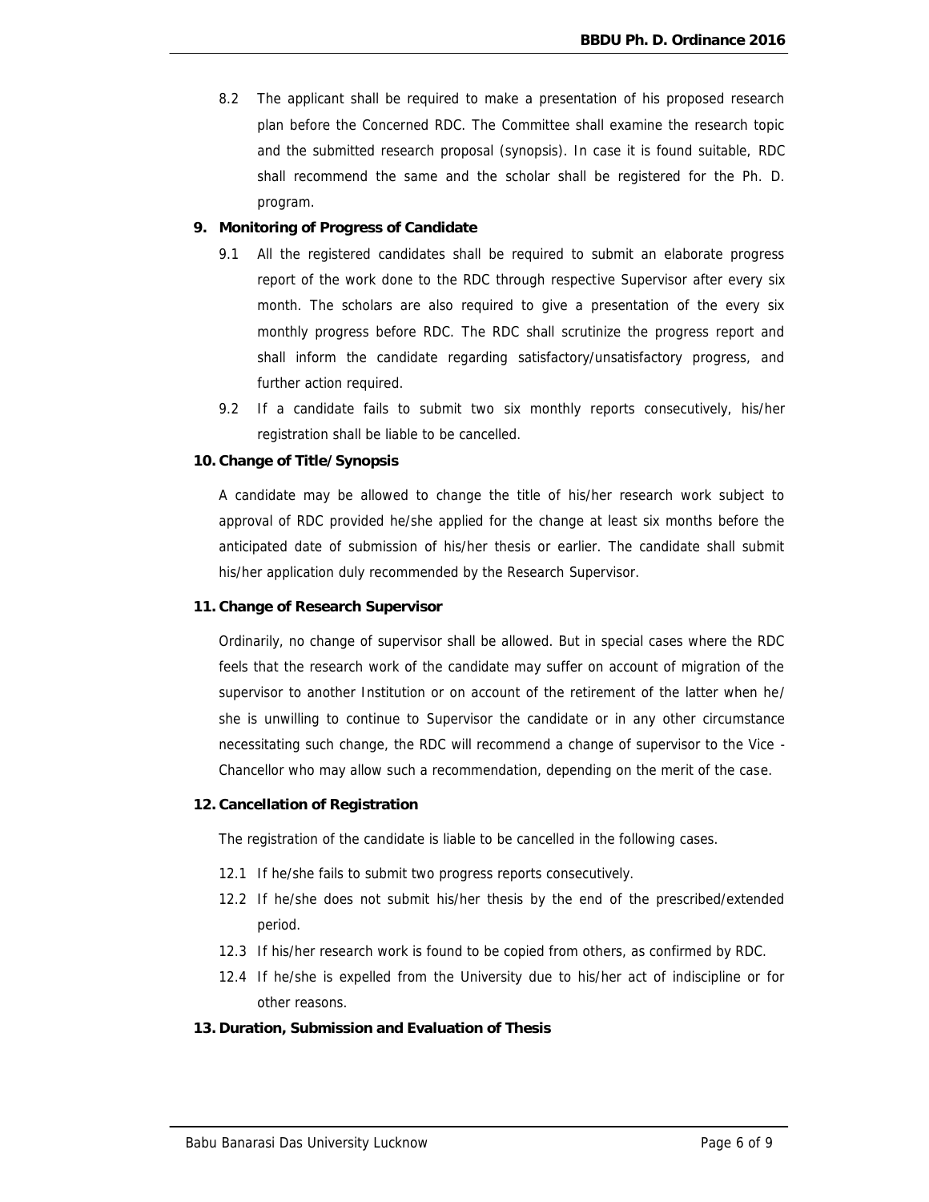8.2 The applicant shall be required to make a presentation of his proposed research plan before the Concerned RDC. The Committee shall examine the research topic and the submitted research proposal (synopsis). In case it is found suitable, RDC shall recommend the same and the scholar shall be registered for the Ph. D. program.

**9. Monitoring of Progress of Candidate**

9.1 All the registered candidates shall be required to submit an elaborate progress report of the work done to the RDC through respective Supervisor after every six month. The scholars are also required to give a presentation of the every six monthly progress before RDC. The RDC shall scrutinize the progress report and shall inform the candidate regarding satisfactory/unsatisfactory progress, and further action required.

9.2 If a candidate fails to submit two six monthly reports consecutively, his/her registration shall be liable to be cancelled.

**10. Change of Title/Synopsis**

A candidate may be allowed to change the title of his/her research work subject to approval of RDC provided he/she applied for the change at least six months before the anticipated date of submission of his/her thesis or earlier. The candidate shall submit his/her application duly recommended by the Research Supervisor.

**11. Change of Research Supervisor**

Ordinarily, no change of supervisor shall be allowed. But in special cases where the RDC feels that the research work of the candidate may suffer on account of migration of the supervisor to another Institution or on account of the retirement of the latter when he/ she is unwilling to continue to Supervisor the candidate or in any other circumstance necessitating such change, the RDC will recommend a change of supervisor to the Vice - Chancellor who may allow such a recommendation, depending on the merit of the case.

**12. Cancellation of Registration**

The registration of the candidate is liable to be cancelled in the following cases.

12.1 If he/she fails to submit two progress reports consecutively.

12.2 If he/she does not submit his/her thesis by the end of the prescribed/extended period.

12.3 If his/her research work is found to be copied from others, as confirmed by RDC.

12.4 If he/she is expelled from the University due to his/her act of indiscipline or for other reasons.

**13. Duration, Submission and Evaluation of Thesis**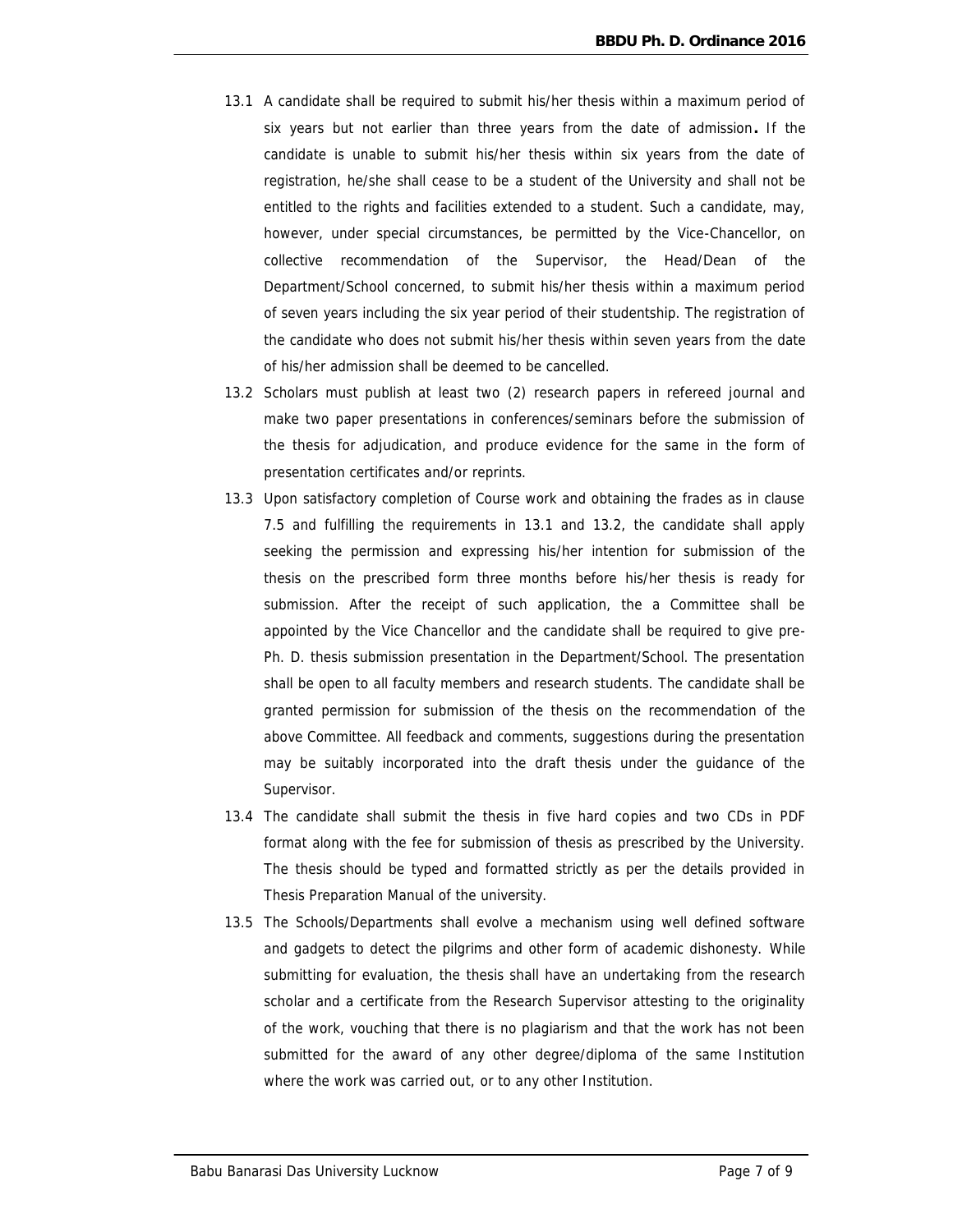13.1 A candidate shall be required to submit his/her thesis within a maximum period of six years but not earlier than three years from the date of admission**.** If the candidate is unable to submit his/her thesis within six years from the date of registration, he/she shall cease to be a student of the University and shall not be entitled to the rights and facilities extended to a student. Such a candidate, may, however, under special circumstances, be permitted by the Vice-Chancellor, on collective recommendation of the Supervisor, the Head/Dean of the Department/School concerned, to submit his/her thesis within a maximum period of seven years including the six year period of their studentship. The registration of the candidate who does not submit his/her thesis within seven years from the date of his/her admission shall be deemed to be cancelled.

13.2 Scholars must publish at least two (2) research papers in refereed journal and make two paper presentations in conferences/seminars before the submission of the thesis for adjudication, and produce evidence for the same in the form of presentation certificates and/or reprints.

13.3 Upon satisfactory completion of Course work and obtaining the frades as in clause 7.5 and fulfilling the requirements in 13.1 and 13.2, the candidate shall apply seeking the permission and expressing his/her intention for submission of the thesis on the prescribed form three months before his/her thesis is ready for submission. After the receipt of such application, the a Committee shall be appointed by the Vice Chancellor and the candidate shall be required to give pre-Ph. D. thesis submission presentation in the Department/School. The presentation shall be open to all faculty members and research students. The candidate shall be granted permission for submission of the thesis on the recommendation of the above Committee. All feedback and comments, suggestions during the presentation may be suitably incorporated into the draft thesis under the guidance of the Supervisor.

13.4 The candidate shall submit the thesis in five hard copies and two CDs in PDF format along with the fee for submission of thesis as prescribed by the University. The thesis should be typed and formatted strictly as per the details provided in Thesis Preparation Manual of the university.

13.5 The Schools/Departments shall evolve a mechanism using well defined software and gadgets to detect the pilgrims and other form of academic dishonesty. While submitting for evaluation, the thesis shall have an undertaking from the research scholar and a certificate from the Research Supervisor attesting to the originality of the work, vouching that there is no plagiarism and that the work has not been submitted for the award of any other degree/diploma of the same Institution where the work was carried out, or to any other Institution.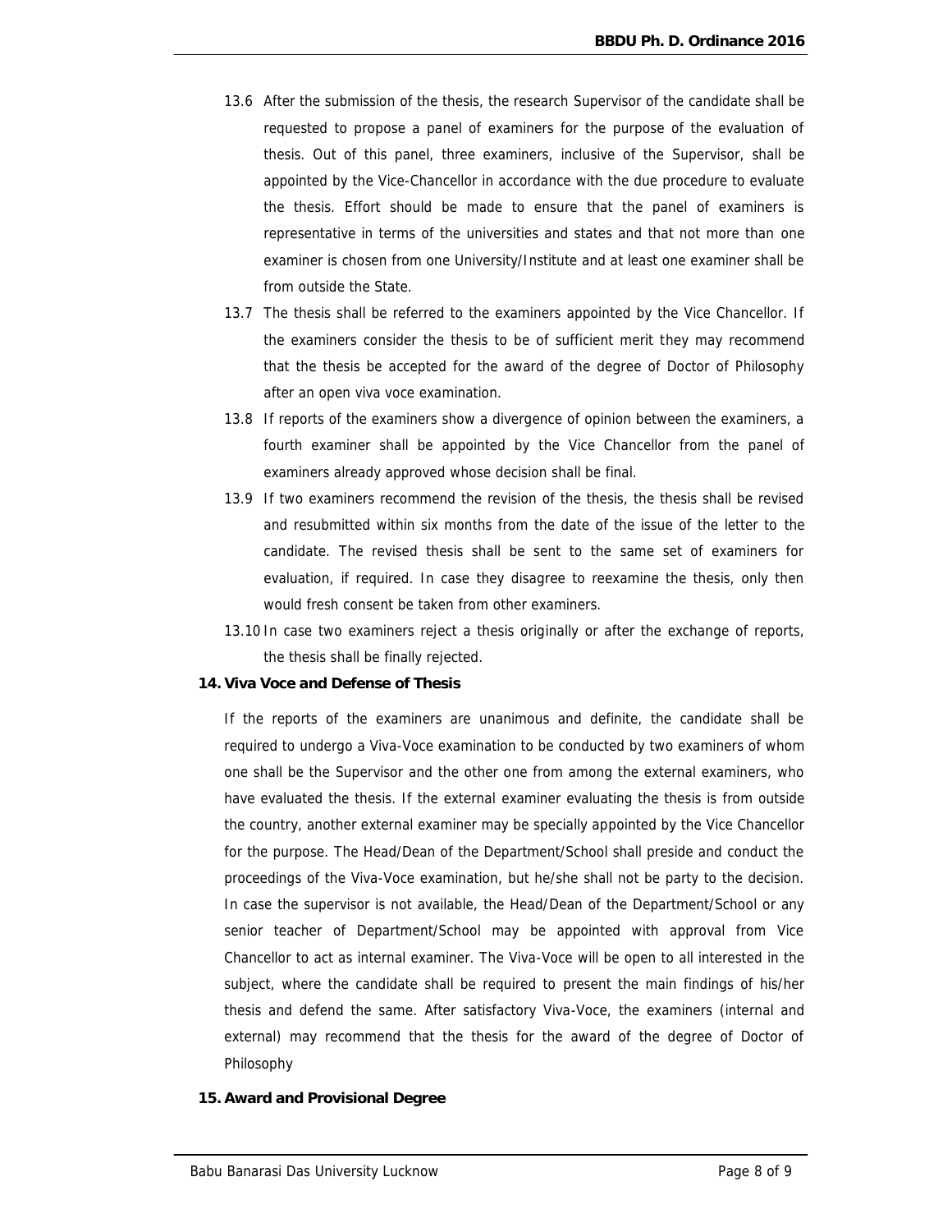13.6 After the submission of the thesis, the research Supervisor of the candidate shall be requested to propose a panel of examiners for the purpose of the evaluation of thesis. Out of this panel, three examiners, inclusive of the Supervisor, shall be appointed by the Vice-Chancellor in accordance with the due procedure to evaluate the thesis. Effort should be made to ensure that the panel of examiners is representative in terms of the universities and states and that not more than one examiner is chosen from one University/Institute and at least one examiner shall be from outside the State.

13.7 The thesis shall be referred to the examiners appointed by the Vice Chancellor. If the examiners consider the thesis to be of sufficient merit they may recommend that the thesis be accepted for the award of the degree of Doctor of Philosophy after an open viva voce examination.

13.8 If reports of the examiners show a divergence of opinion between the examiners, a fourth examiner shall be appointed by the Vice Chancellor from the panel of examiners already approved whose decision shall be final.

13.9 If two examiners recommend the revision of the thesis, the thesis shall be revised and resubmitted within six months from the date of the issue of the letter to the candidate. The revised thesis shall be sent to the same set of examiners for evaluation, if required. In case they disagree to reexamine the thesis, only then would fresh consent be taken from other examiners.

13.10 In case two examiners reject a thesis originally or after the exchange of reports, the thesis shall be finally rejected.

**14. Viva Voce and Defense of Thesis**

If the reports of the examiners are unanimous and definite, the candidate shall be required to undergo a Viva-Voce examination to be conducted by two examiners of whom one shall be the Supervisor and the other one from among the external examiners, who have evaluated the thesis. If the external examiner evaluating the thesis is from outside the country, another external examiner may be specially appointed by the Vice Chancellor for the purpose. The Head/Dean of the Department/School shall preside and conduct the proceedings of the Viva-Voce examination, but he/she shall not be party to the decision. In case the supervisor is not available, the Head/Dean of the Department/School or any senior teacher of Department/School may be appointed with approval from Vice Chancellor to act as internal examiner. The Viva-Voce will be open to all interested in the subject, where the candidate shall be required to present the main findings of his/her thesis and defend the same. After satisfactory Viva-Voce, the examiners (internal and external) may recommend that the thesis for the award of the degree of Doctor of Philosophy

**15. Award and Provisional Degree**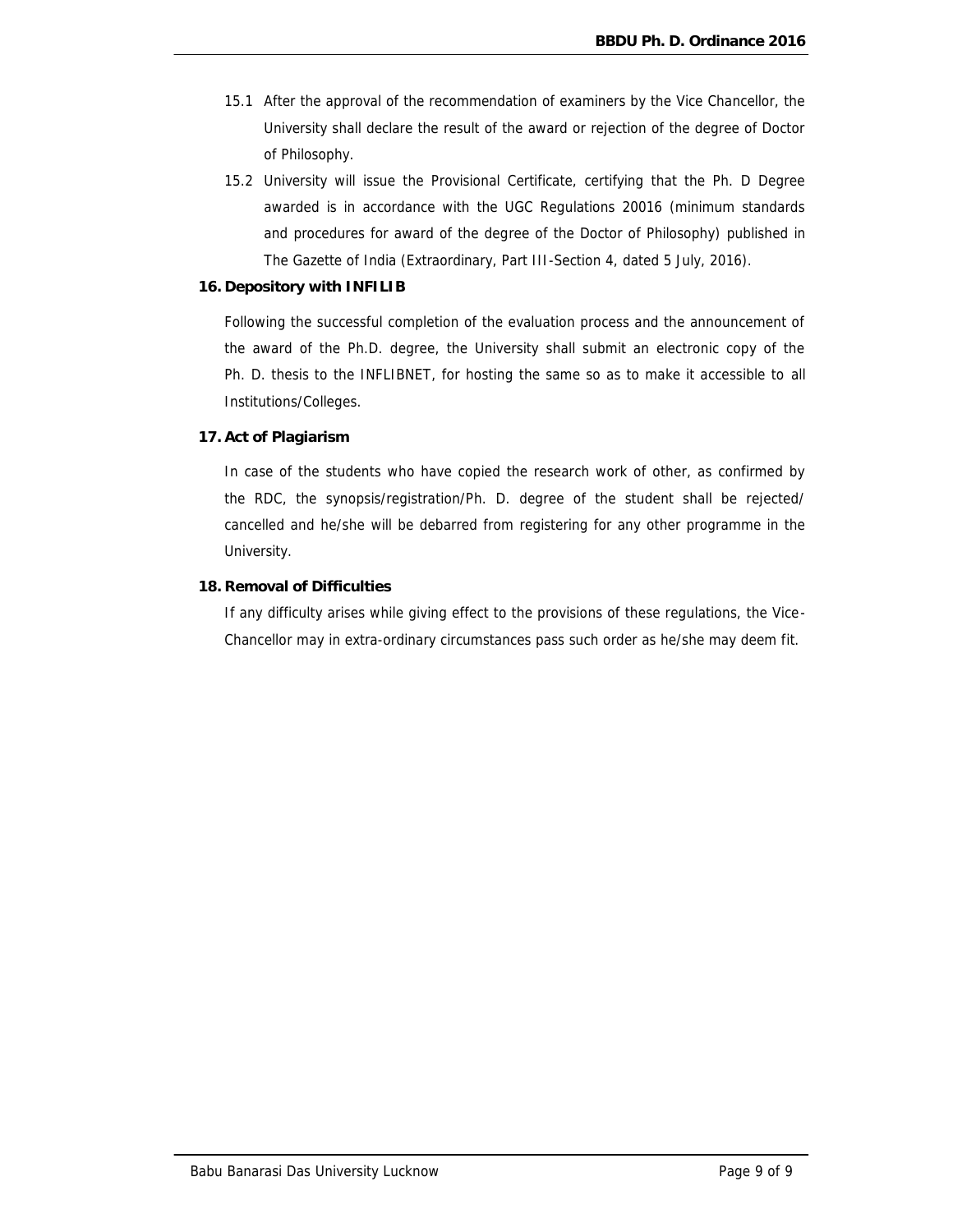15.1 After the approval of the recommendation of examiners by the Vice Chancellor, the University shall declare the result of the award or rejection of the degree of Doctor of Philosophy.

15.2 University will issue the Provisional Certificate, certifying that the Ph. D Degree awarded is in accordance with the UGC Regulations 20016 (minimum standards and procedures for award of the degree of the Doctor of Philosophy) published in The Gazette of India (Extraordinary, Part III-Section 4, dated 5 July, 2016).

**16. Depository with INFILIB**

Following the successful completion of the evaluation process and the announcement of the award of the Ph.D. degree, the University shall submit an electronic copy of the Ph. D. thesis to the INFLIBNET, for hosting the same so as to make it accessible to all Institutions/Colleges.

**17. Act of Plagiarism**

In case of the students who have copied the research work of other, as confirmed by the RDC, the synopsis/registration/Ph. D. degree of the student shall be rejected/ cancelled and he/she will be debarred from registering for any other programme in the University.

**18. Removal of Difficulties**

If any difficulty arises while giving effect to the provisions of these regulations, the Vice-Chancellor may in extra-ordinary circumstances pass such order as he/she may deem fit.